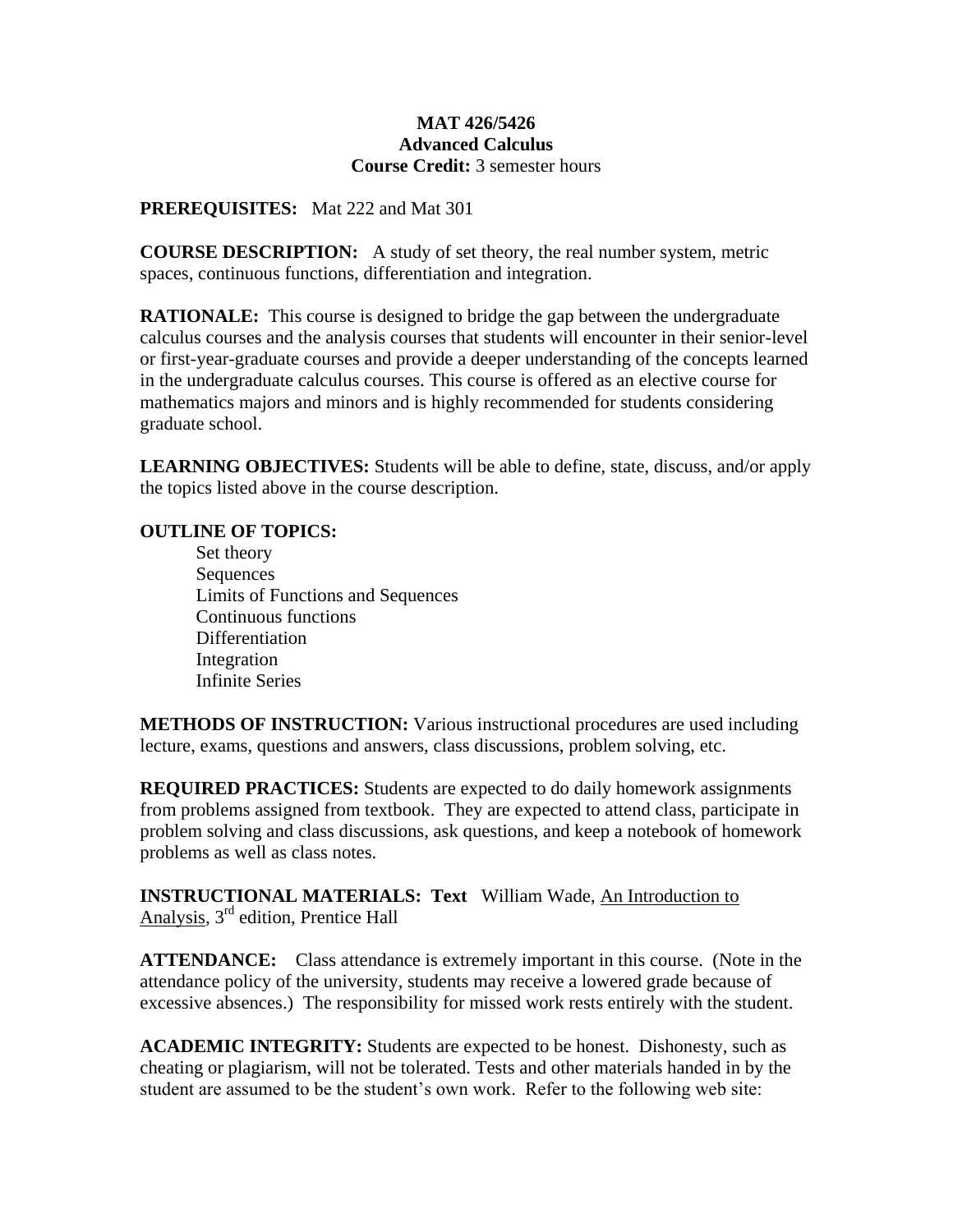# MAT 426/5426
## Advanced Calculus
**Course Credit:** 3 semester hours

**PREREQUISITES:** Mat 222 and Mat 301

**COURSE DESCRIPTION:** A study of set theory, the real number system, metric spaces, continuous functions, differentiation and integration.

**RATIONALE:** This course is designed to bridge the gap between the undergraduate calculus courses and the analysis courses that students will encounter in their senior-level or first-year-graduate courses and provide a deeper understanding of the concepts learned in the undergraduate calculus courses. This course is offered as an elective course for mathematics majors and minors and is highly recommended for students considering graduate school.

**LEARNING OBJECTIVES:** Students will be able to define, state, discuss, and/or apply the topics listed above in the course description.

**OUTLINE OF TOPICS:**

- Set theory
- Sequences
- Limits of Functions and Sequences
- Continuous functions
- Differentiation
- Integration
- Infinite Series

**METHODS OF INSTRUCTION:** Various instructional procedures are used including lecture, exams, questions and answers, class discussions, problem solving, etc.

**REQUIRED PRACTICES:** Students are expected to do daily homework assignments from problems assigned from textbook. They are expected to attend class, participate in problem solving and class discussions, ask questions, and keep a notebook of homework problems as well as class notes.

**INSTRUCTIONAL MATERIALS: Text** William Wade, An Introduction to Analysis, 3rd edition, Prentice Hall

**ATTENDANCE:** Class attendance is extremely important in this course. (Note in the attendance policy of the university, students may receive a lowered grade because of excessive absences.) The responsibility for missed work rests entirely with the student.

**ACADEMIC INTEGRITY:** Students are expected to be honest. Dishonesty, such as cheating or plagiarism, will not be tolerated. Tests and other materials handed in by the student are assumed to be the student's own work. Refer to the following web site: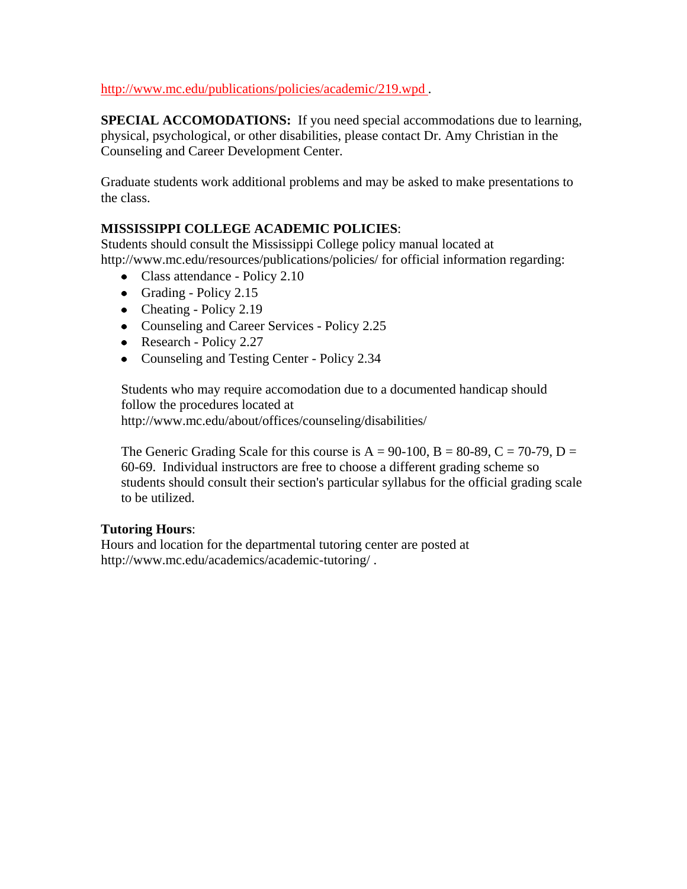http://www.mc.edu/publications/policies/academic/219.wpd .

**SPECIAL ACCOMODATIONS:** If you need special accommodations due to learning, physical, psychological, or other disabilities, please contact Dr. Amy Christian in the Counseling and Career Development Center.

Graduate students work additional problems and may be asked to make presentations to the class.

**MISSISSIPPI COLLEGE ACADEMIC POLICIES**:
Students should consult the Mississippi College policy manual located at http://www.mc.edu/resources/publications/policies/ for official information regarding:

- Class attendance - Policy 2.10
- Grading - Policy 2.15
- Cheating - Policy 2.19
- Counseling and Career Services - Policy 2.25
- Research - Policy 2.27
- Counseling and Testing Center - Policy 2.34

Students who may require accomodation due to a documented handicap should follow the procedures located at http://www.mc.edu/about/offices/counseling/disabilities/

The Generic Grading Scale for this course is A = 90-100, B = 80-89, C = 70-79, D = 60-69. Individual instructors are free to choose a different grading scheme so students should consult their section's particular syllabus for the official grading scale to be utilized.

**Tutoring Hours**:
Hours and location for the departmental tutoring center are posted at http://www.mc.edu/academics/academic-tutoring/ .